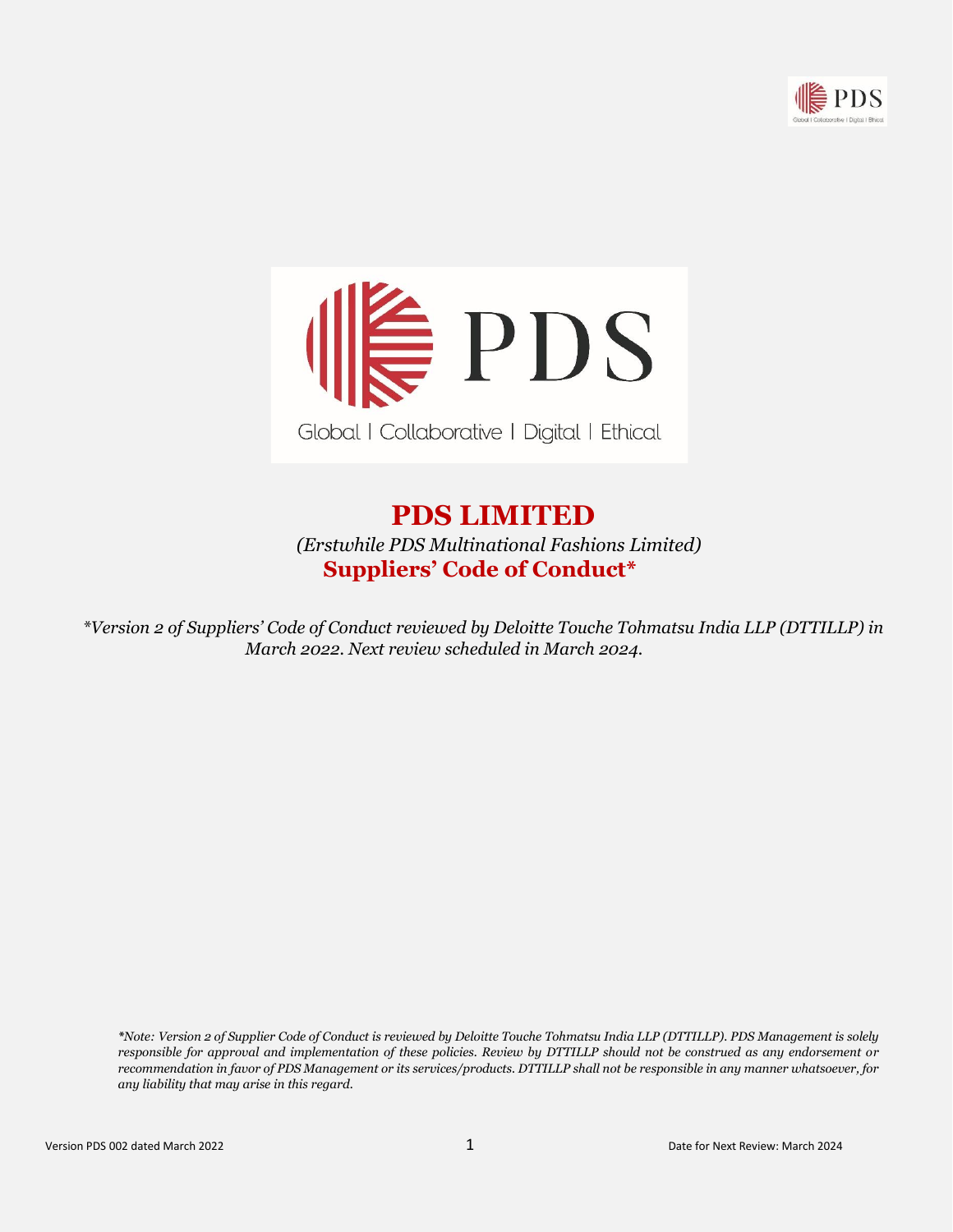Global | Collaborative | Digital | Ethical

# PDS LIMITED

*(Erstwhile PDS Multinational Fashions Limited)*

## Suppliers' Code of Conduct*

*\*Version 2 of Suppliers' Code of Conduct reviewed by Deloitte Touche Tohmatsu India LLP (DTTILLP) in March 2022. Next review scheduled in March 2024.*

*\*Note: Version 2 of Supplier Code of Conduct is reviewed by Deloitte Touche Tohmatsu India LLP (DTTILLP). PDS Management is solely responsible for approval and implementation of these policies. Review by DTTILLP should not be construed as any endorsement or recommendation in favor of PDS Management or its services/products. DTTILLP shall not be responsible in any manner whatsoever, for any liability that may arise in this regard.*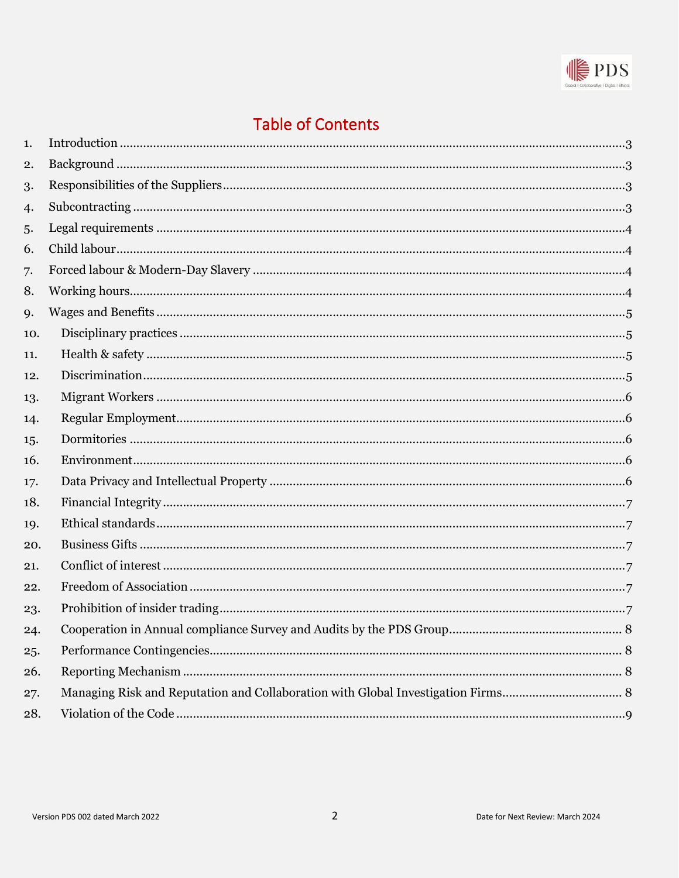# Table of Contents

1. Introduction ............................................................ 3
2. Background ............................................................ 3
3. Responsibilities of the Suppliers ............................................................ 3
4. Subcontracting ............................................................ 3
5. Legal requirements ............................................................ 4
6. Child labour ............................................................ 4
7. Forced labour & Modern-Day Slavery ............................................................ 4
8. Working hours ............................................................ 4
9. Wages and Benefits ............................................................ 5
10. Disciplinary practices ............................................................ 5
11. Health & safety ............................................................ 5
12. Discrimination ............................................................ 5
13. Migrant Workers ............................................................ 6
14. Regular Employment ............................................................ 6
15. Dormitories ............................................................ 6
16. Environment ............................................................ 6
17. Data Privacy and Intellectual Property ............................................................ 6
18. Financial Integrity ............................................................ 7
19. Ethical standards ............................................................ 7
20. Business Gifts ............................................................ 7
21. Conflict of interest ............................................................ 7
22. Freedom of Association ............................................................ 7
23. Prohibition of insider trading ............................................................ 7
24. Cooperation in Annual compliance Survey and Audits by the PDS Group ............................................................ 8
25. Performance Contingencies ............................................................ 8
26. Reporting Mechanism ............................................................ 8
27. Managing Risk and Reputation and Collaboration with Global Investigation Firms ............................................................ 8
28. Violation of the Code ............................................................ 9

Version PDS 002 dated March 2022 | Date for Next Review: March 2024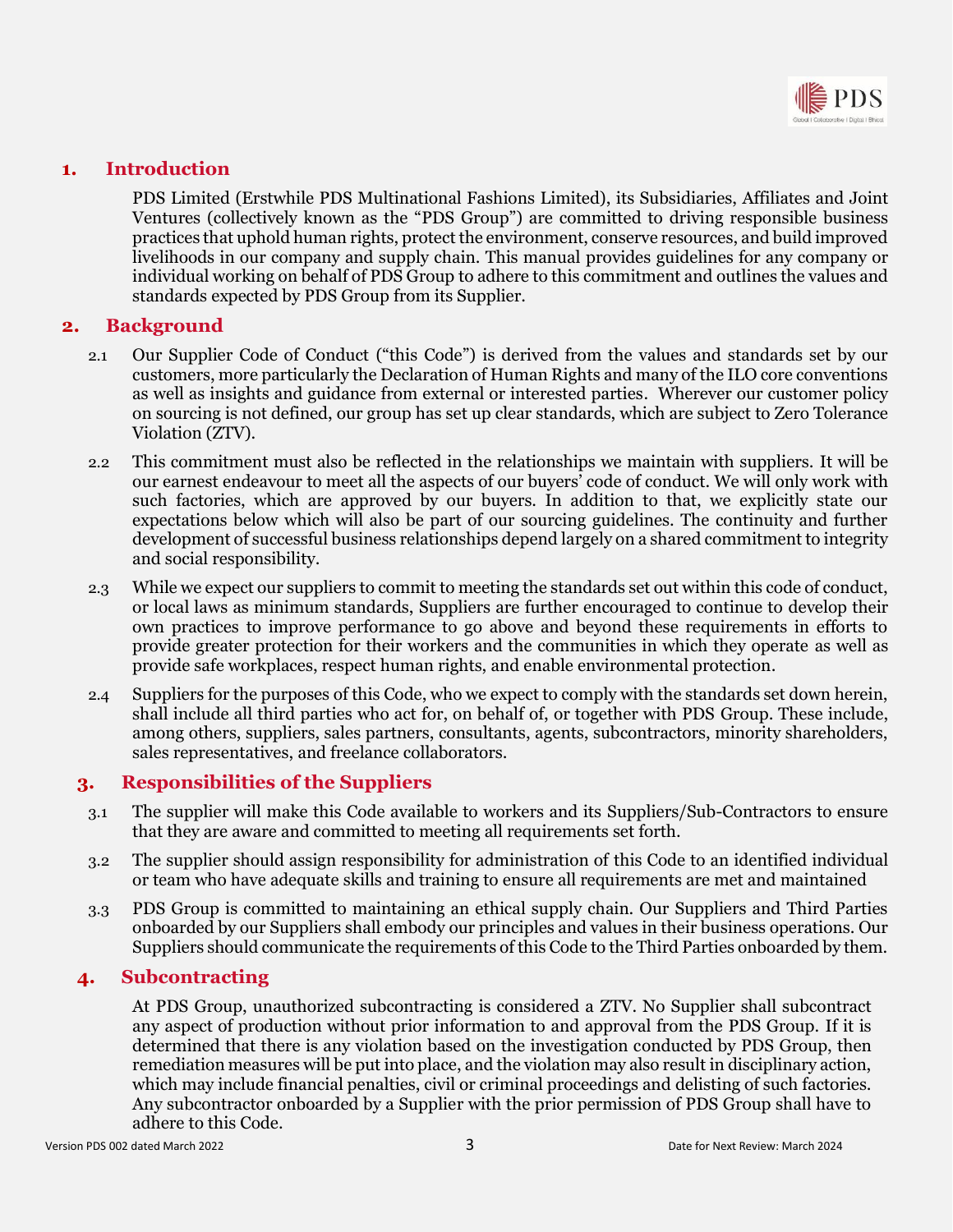## 1. Introduction

PDS Limited (Erstwhile PDS Multinational Fashions Limited), its Subsidiaries, Affiliates and Joint Ventures (collectively known as the "PDS Group") are committed to driving responsible business practices that uphold human rights, protect the environment, conserve resources, and build improved livelihoods in our company and supply chain. This manual provides guidelines for any company or individual working on behalf of PDS Group to adhere to this commitment and outlines the values and standards expected by PDS Group from its Supplier.

## 2. Background

2.1 Our Supplier Code of Conduct ("this Code") is derived from the values and standards set by our customers, more particularly the Declaration of Human Rights and many of the ILO core conventions as well as insights and guidance from external or interested parties. Wherever our customer policy on sourcing is not defined, our group has set up clear standards, which are subject to Zero Tolerance Violation (ZTV).

2.2 This commitment must also be reflected in the relationships we maintain with suppliers. It will be our earnest endeavour to meet all the aspects of our buyers' code of conduct. We will only work with such factories, which are approved by our buyers. In addition to that, we explicitly state our expectations below which will also be part of our sourcing guidelines. The continuity and further development of successful business relationships depend largely on a shared commitment to integrity and social responsibility.

2.3 While we expect our suppliers to commit to meeting the standards set out within this code of conduct, or local laws as minimum standards, Suppliers are further encouraged to continue to develop their own practices to improve performance to go above and beyond these requirements in efforts to provide greater protection for their workers and the communities in which they operate as well as provide safe workplaces, respect human rights, and enable environmental protection.

2.4 Suppliers for the purposes of this Code, who we expect to comply with the standards set down herein, shall include all third parties who act for, on behalf of, or together with PDS Group. These include, among others, suppliers, sales partners, consultants, agents, subcontractors, minority shareholders, sales representatives, and freelance collaborators.

## 3. Responsibilities of the Suppliers

3.1 The supplier will make this Code available to workers and its Suppliers/Sub-Contractors to ensure that they are aware and committed to meeting all requirements set forth.

3.2 The supplier should assign responsibility for administration of this Code to an identified individual or team who have adequate skills and training to ensure all requirements are met and maintained

3.3 PDS Group is committed to maintaining an ethical supply chain. Our Suppliers and Third Parties onboarded by our Suppliers shall embody our principles and values in their business operations. Our Suppliers should communicate the requirements of this Code to the Third Parties onboarded by them.

## 4. Subcontracting

At PDS Group, unauthorized subcontracting is considered a ZTV. No Supplier shall subcontract any aspect of production without prior information to and approval from the PDS Group. If it is determined that there is any violation based on the investigation conducted by PDS Group, then remediation measures will be put into place, and the violation may also result in disciplinary action, which may include financial penalties, civil or criminal proceedings and delisting of such factories. Any subcontractor onboarded by a Supplier with the prior permission of PDS Group shall have to adhere to this Code.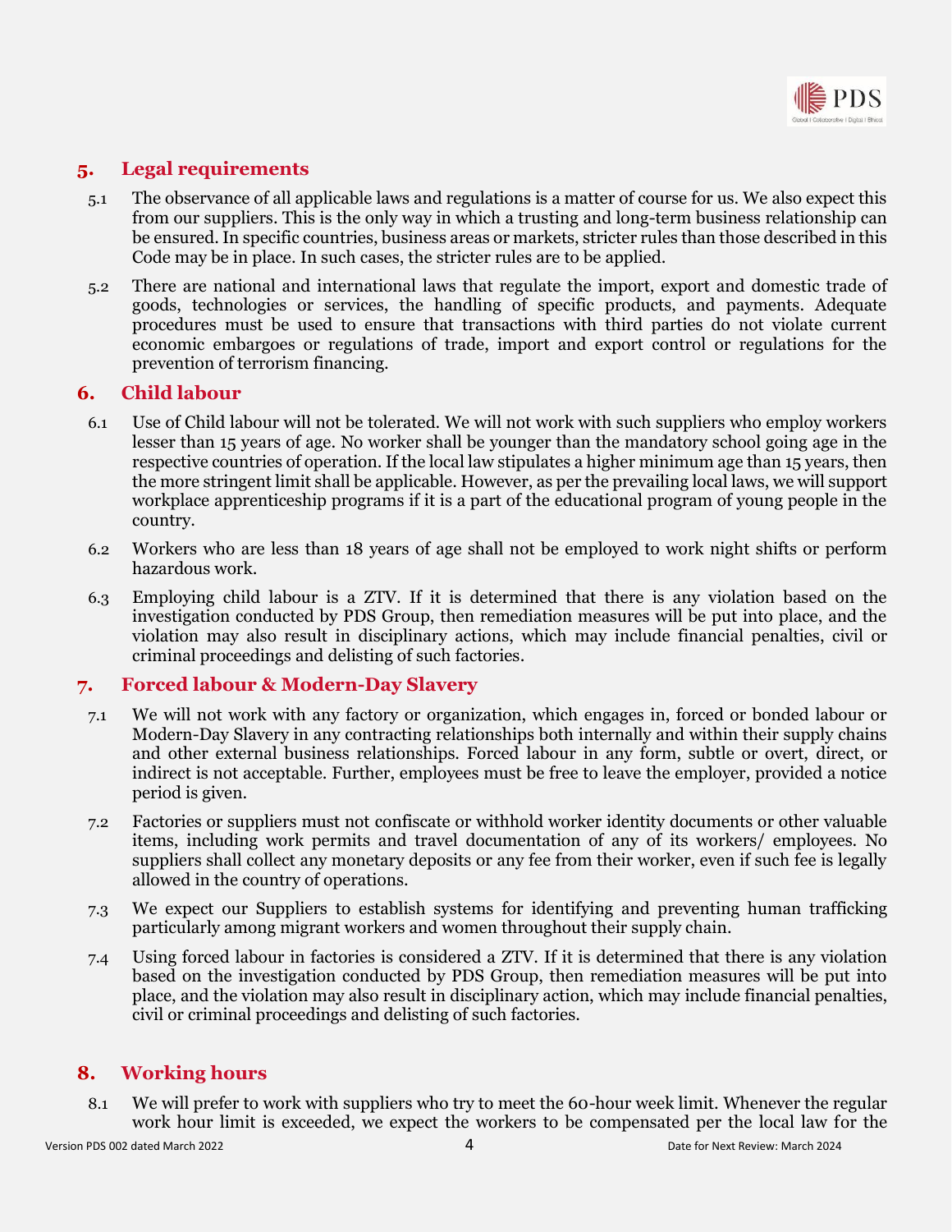## 5. Legal requirements

5.1 The observance of all applicable laws and regulations is a matter of course for us. We also expect this from our suppliers. This is the only way in which a trusting and long-term business relationship can be ensured. In specific countries, business areas or markets, stricter rules than those described in this Code may be in place. In such cases, the stricter rules are to be applied.

5.2 There are national and international laws that regulate the import, export and domestic trade of goods, technologies or services, the handling of specific products, and payments. Adequate procedures must be used to ensure that transactions with third parties do not violate current economic embargoes or regulations of trade, import and export control or regulations for the prevention of terrorism financing.

## 6. Child labour

6.1 Use of Child labour will not be tolerated. We will not work with such suppliers who employ workers lesser than 15 years of age. No worker shall be younger than the mandatory school going age in the respective countries of operation. If the local law stipulates a higher minimum age than 15 years, then the more stringent limit shall be applicable. However, as per the prevailing local laws, we will support workplace apprenticeship programs if it is a part of the educational program of young people in the country.

6.2 Workers who are less than 18 years of age shall not be employed to work night shifts or perform hazardous work.

6.3 Employing child labour is a ZTV. If it is determined that there is any violation based on the investigation conducted by PDS Group, then remediation measures will be put into place, and the violation may also result in disciplinary actions, which may include financial penalties, civil or criminal proceedings and delisting of such factories.

## 7. Forced labour & Modern-Day Slavery

7.1 We will not work with any factory or organization, which engages in, forced or bonded labour or Modern-Day Slavery in any contracting relationships both internally and within their supply chains and other external business relationships. Forced labour in any form, subtle or overt, direct, or indirect is not acceptable. Further, employees must be free to leave the employer, provided a notice period is given.

7.2 Factories or suppliers must not confiscate or withhold worker identity documents or other valuable items, including work permits and travel documentation of any of its workers/ employees. No suppliers shall collect any monetary deposits or any fee from their worker, even if such fee is legally allowed in the country of operations.

7.3 We expect our Suppliers to establish systems for identifying and preventing human trafficking particularly among migrant workers and women throughout their supply chain.

7.4 Using forced labour in factories is considered a ZTV. If it is determined that there is any violation based on the investigation conducted by PDS Group, then remediation measures will be put into place, and the violation may also result in disciplinary action, which may include financial penalties, civil or criminal proceedings and delisting of such factories.

## 8. Working hours

8.1 We will prefer to work with suppliers who try to meet the 60-hour week limit. Whenever the regular work hour limit is exceeded, we expect the workers to be compensated per the local law for the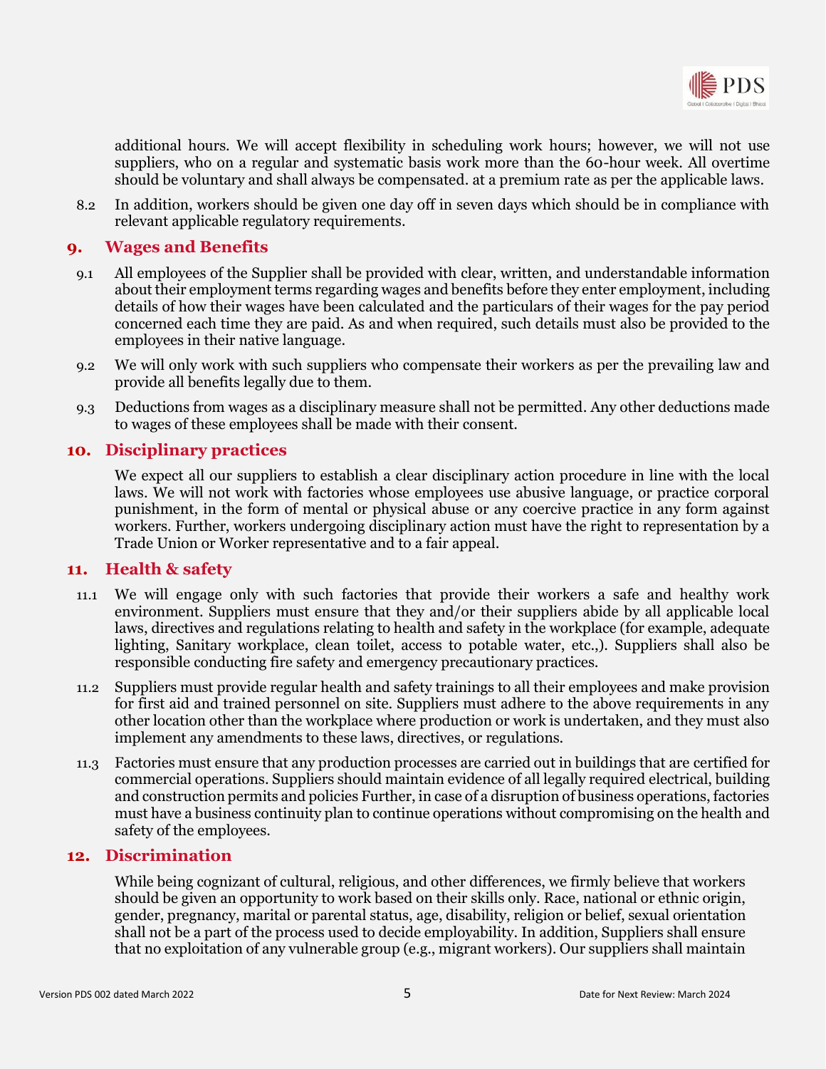additional hours. We will accept flexibility in scheduling work hours; however, we will not use suppliers, who on a regular and systematic basis work more than the 60-hour week. All overtime should be voluntary and shall always be compensated. at a premium rate as per the applicable laws.

8.2 In addition, workers should be given one day off in seven days which should be in compliance with relevant applicable regulatory requirements.

## 9. Wages and Benefits

9.1 All employees of the Supplier shall be provided with clear, written, and understandable information about their employment terms regarding wages and benefits before they enter employment, including details of how their wages have been calculated and the particulars of their wages for the pay period concerned each time they are paid. As and when required, such details must also be provided to the employees in their native language.

9.2 We will only work with such suppliers who compensate their workers as per the prevailing law and provide all benefits legally due to them.

9.3 Deductions from wages as a disciplinary measure shall not be permitted. Any other deductions made to wages of these employees shall be made with their consent.

## 10. Disciplinary practices

We expect all our suppliers to establish a clear disciplinary action procedure in line with the local laws. We will not work with factories whose employees use abusive language, or practice corporal punishment, in the form of mental or physical abuse or any coercive practice in any form against workers. Further, workers undergoing disciplinary action must have the right to representation by a Trade Union or Worker representative and to a fair appeal.

## 11. Health & safety

11.1 We will engage only with such factories that provide their workers a safe and healthy work environment. Suppliers must ensure that they and/or their suppliers abide by all applicable local laws, directives and regulations relating to health and safety in the workplace (for example, adequate lighting, Sanitary workplace, clean toilet, access to potable water, etc.,). Suppliers shall also be responsible conducting fire safety and emergency precautionary practices.

11.2 Suppliers must provide regular health and safety trainings to all their employees and make provision for first aid and trained personnel on site. Suppliers must adhere to the above requirements in any other location other than the workplace where production or work is undertaken, and they must also implement any amendments to these laws, directives, or regulations.

11.3 Factories must ensure that any production processes are carried out in buildings that are certified for commercial operations. Suppliers should maintain evidence of all legally required electrical, building and construction permits and policies Further, in case of a disruption of business operations, factories must have a business continuity plan to continue operations without compromising on the health and safety of the employees.

## 12. Discrimination

While being cognizant of cultural, religious, and other differences, we firmly believe that workers should be given an opportunity to work based on their skills only. Race, national or ethnic origin, gender, pregnancy, marital or parental status, age, disability, religion or belief, sexual orientation shall not be a part of the process used to decide employability. In addition, Suppliers shall ensure that no exploitation of any vulnerable group (e.g., migrant workers). Our suppliers shall maintain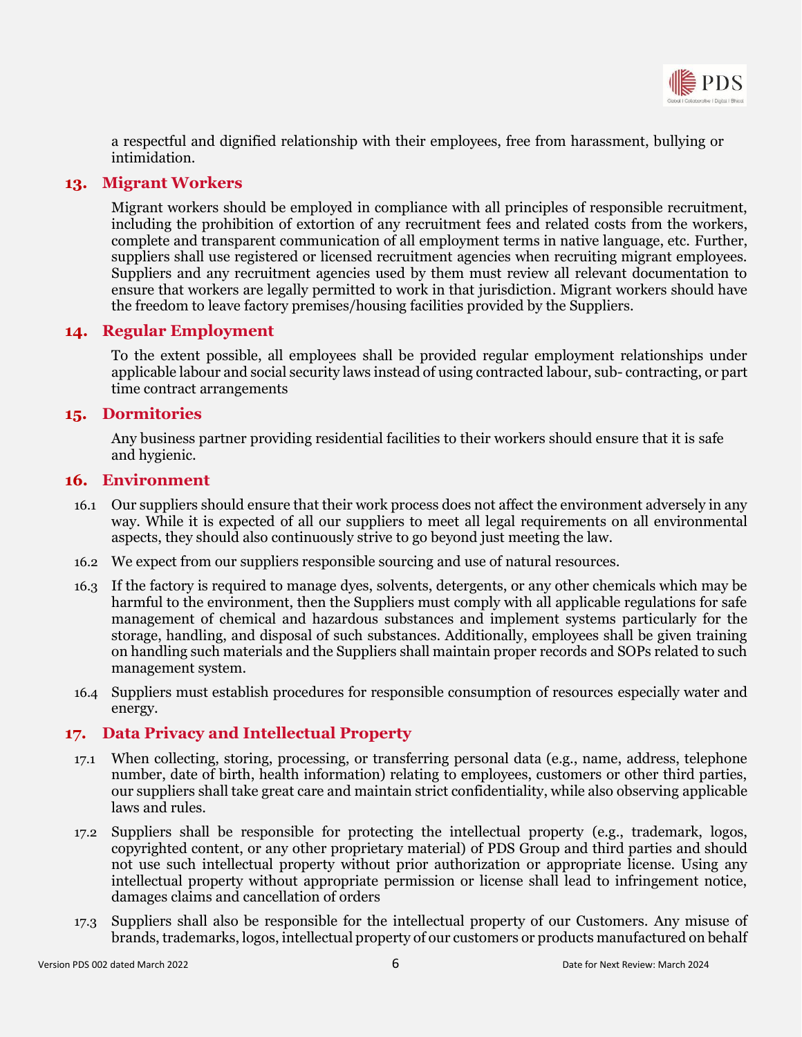a respectful and dignified relationship with their employees, free from harassment, bullying or intimidation.

## 13. Migrant Workers

Migrant workers should be employed in compliance with all principles of responsible recruitment, including the prohibition of extortion of any recruitment fees and related costs from the workers, complete and transparent communication of all employment terms in native language, etc. Further, suppliers shall use registered or licensed recruitment agencies when recruiting migrant employees. Suppliers and any recruitment agencies used by them must review all relevant documentation to ensure that workers are legally permitted to work in that jurisdiction. Migrant workers should have the freedom to leave factory premises/housing facilities provided by the Suppliers.

## 14. Regular Employment

To the extent possible, all employees shall be provided regular employment relationships under applicable labour and social security laws instead of using contracted labour, sub- contracting, or part time contract arrangements

## 15. Dormitories

Any business partner providing residential facilities to their workers should ensure that it is safe and hygienic.

## 16. Environment

16.1 Our suppliers should ensure that their work process does not affect the environment adversely in any way. While it is expected of all our suppliers to meet all legal requirements on all environmental aspects, they should also continuously strive to go beyond just meeting the law.

16.2 We expect from our suppliers responsible sourcing and use of natural resources.

16.3 If the factory is required to manage dyes, solvents, detergents, or any other chemicals which may be harmful to the environment, then the Suppliers must comply with all applicable regulations for safe management of chemical and hazardous substances and implement systems particularly for the storage, handling, and disposal of such substances. Additionally, employees shall be given training on handling such materials and the Suppliers shall maintain proper records and SOPs related to such management system.

16.4 Suppliers must establish procedures for responsible consumption of resources especially water and energy.

## 17. Data Privacy and Intellectual Property

17.1 When collecting, storing, processing, or transferring personal data (e.g., name, address, telephone number, date of birth, health information) relating to employees, customers or other third parties, our suppliers shall take great care and maintain strict confidentiality, while also observing applicable laws and rules.

17.2 Suppliers shall be responsible for protecting the intellectual property (e.g., trademark, logos, copyrighted content, or any other proprietary material) of PDS Group and third parties and should not use such intellectual property without prior authorization or appropriate license. Using any intellectual property without appropriate permission or license shall lead to infringement notice, damages claims and cancellation of orders

17.3 Suppliers shall also be responsible for the intellectual property of our Customers. Any misuse of brands, trademarks, logos, intellectual property of our customers or products manufactured on behalf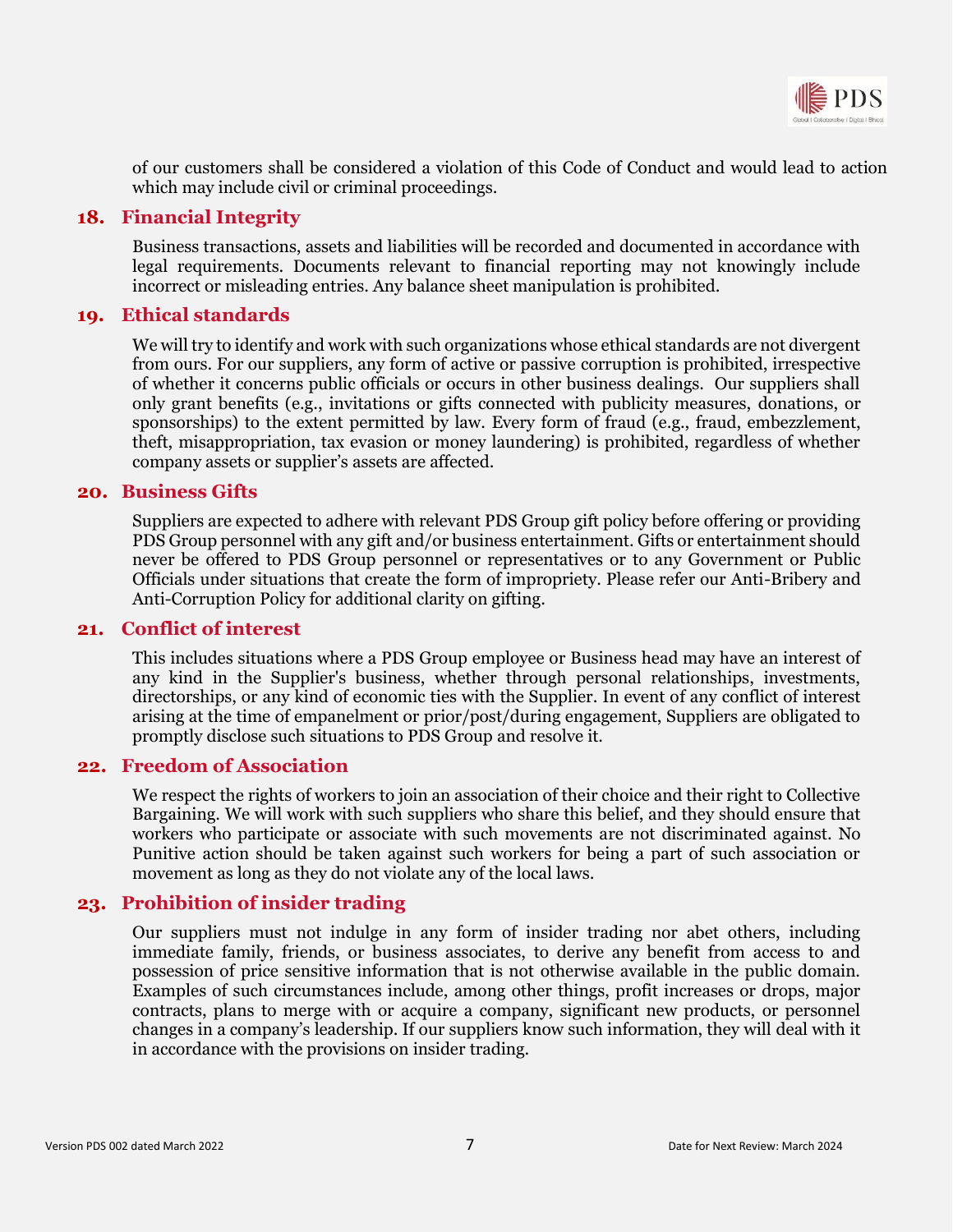of our customers shall be considered a violation of this Code of Conduct and would lead to action which may include civil or criminal proceedings.

## 18. Financial Integrity

Business transactions, assets and liabilities will be recorded and documented in accordance with legal requirements. Documents relevant to financial reporting may not knowingly include incorrect or misleading entries. Any balance sheet manipulation is prohibited.

## 19. Ethical standards

We will try to identify and work with such organizations whose ethical standards are not divergent from ours. For our suppliers, any form of active or passive corruption is prohibited, irrespective of whether it concerns public officials or occurs in other business dealings. Our suppliers shall only grant benefits (e.g., invitations or gifts connected with publicity measures, donations, or sponsorships) to the extent permitted by law. Every form of fraud (e.g., fraud, embezzlement, theft, misappropriation, tax evasion or money laundering) is prohibited, regardless of whether company assets or supplier's assets are affected.

## 20. Business Gifts

Suppliers are expected to adhere with relevant PDS Group gift policy before offering or providing PDS Group personnel with any gift and/or business entertainment. Gifts or entertainment should never be offered to PDS Group personnel or representatives or to any Government or Public Officials under situations that create the form of impropriety. Please refer our Anti-Bribery and Anti-Corruption Policy for additional clarity on gifting.

## 21. Conflict of interest

This includes situations where a PDS Group employee or Business head may have an interest of any kind in the Supplier's business, whether through personal relationships, investments, directorships, or any kind of economic ties with the Supplier. In event of any conflict of interest arising at the time of empanelment or prior/post/during engagement, Suppliers are obligated to promptly disclose such situations to PDS Group and resolve it.

## 22. Freedom of Association

We respect the rights of workers to join an association of their choice and their right to Collective Bargaining. We will work with such suppliers who share this belief, and they should ensure that workers who participate or associate with such movements are not discriminated against. No Punitive action should be taken against such workers for being a part of such association or movement as long as they do not violate any of the local laws.

## 23. Prohibition of insider trading

Our suppliers must not indulge in any form of insider trading nor abet others, including immediate family, friends, or business associates, to derive any benefit from access to and possession of price sensitive information that is not otherwise available in the public domain. Examples of such circumstances include, among other things, profit increases or drops, major contracts, plans to merge with or acquire a company, significant new products, or personnel changes in a company's leadership. If our suppliers know such information, they will deal with it in accordance with the provisions on insider trading.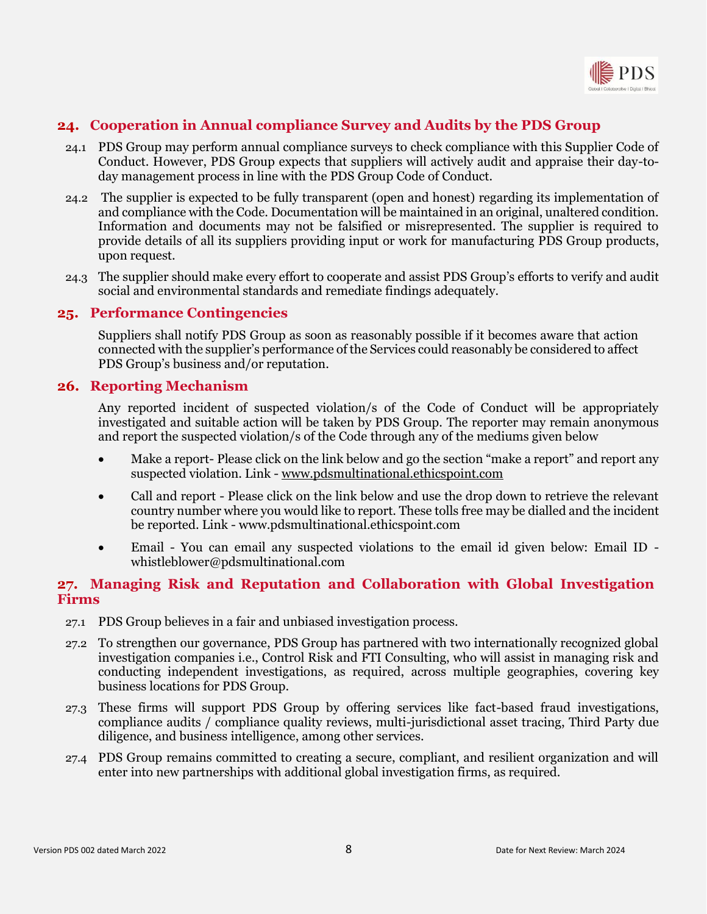## 24. Cooperation in Annual compliance Survey and Audits by the PDS Group

24.1 PDS Group may perform annual compliance surveys to check compliance with this Supplier Code of Conduct. However, PDS Group expects that suppliers will actively audit and appraise their day-to-day management process in line with the PDS Group Code of Conduct.

24.2 The supplier is expected to be fully transparent (open and honest) regarding its implementation of and compliance with the Code. Documentation will be maintained in an original, unaltered condition. Information and documents may not be falsified or misrepresented. The supplier is required to provide details of all its suppliers providing input or work for manufacturing PDS Group products, upon request.

24.3 The supplier should make every effort to cooperate and assist PDS Group's efforts to verify and audit social and environmental standards and remediate findings adequately.

## 25. Performance Contingencies

Suppliers shall notify PDS Group as soon as reasonably possible if it becomes aware that action connected with the supplier's performance of the Services could reasonably be considered to affect PDS Group's business and/or reputation.

## 26. Reporting Mechanism

Any reported incident of suspected violation/s of the Code of Conduct will be appropriately investigated and suitable action will be taken by PDS Group. The reporter may remain anonymous and report the suspected violation/s of the Code through any of the mediums given below

- Make a report- Please click on the link below and go the section "make a report" and report any suspected violation. Link - www.pdsmultinational.ethicspoint.com
- Call and report - Please click on the link below and use the drop down to retrieve the relevant country number where you would like to report. These tolls free may be dialled and the incident be reported. Link - www.pdsmultinational.ethicspoint.com
- Email - You can email any suspected violations to the email id given below: Email ID - whistleblower@pdsmultinational.com

## 27. Managing Risk and Reputation and Collaboration with Global Investigation Firms

27.1 PDS Group believes in a fair and unbiased investigation process.

27.2 To strengthen our governance, PDS Group has partnered with two internationally recognized global investigation companies i.e., Control Risk and FTI Consulting, who will assist in managing risk and conducting independent investigations, as required, across multiple geographies, covering key business locations for PDS Group.

27.3 These firms will support PDS Group by offering services like fact-based fraud investigations, compliance audits / compliance quality reviews, multi-jurisdictional asset tracing, Third Party due diligence, and business intelligence, among other services.

27.4 PDS Group remains committed to creating a secure, compliant, and resilient organization and will enter into new partnerships with additional global investigation firms, as required.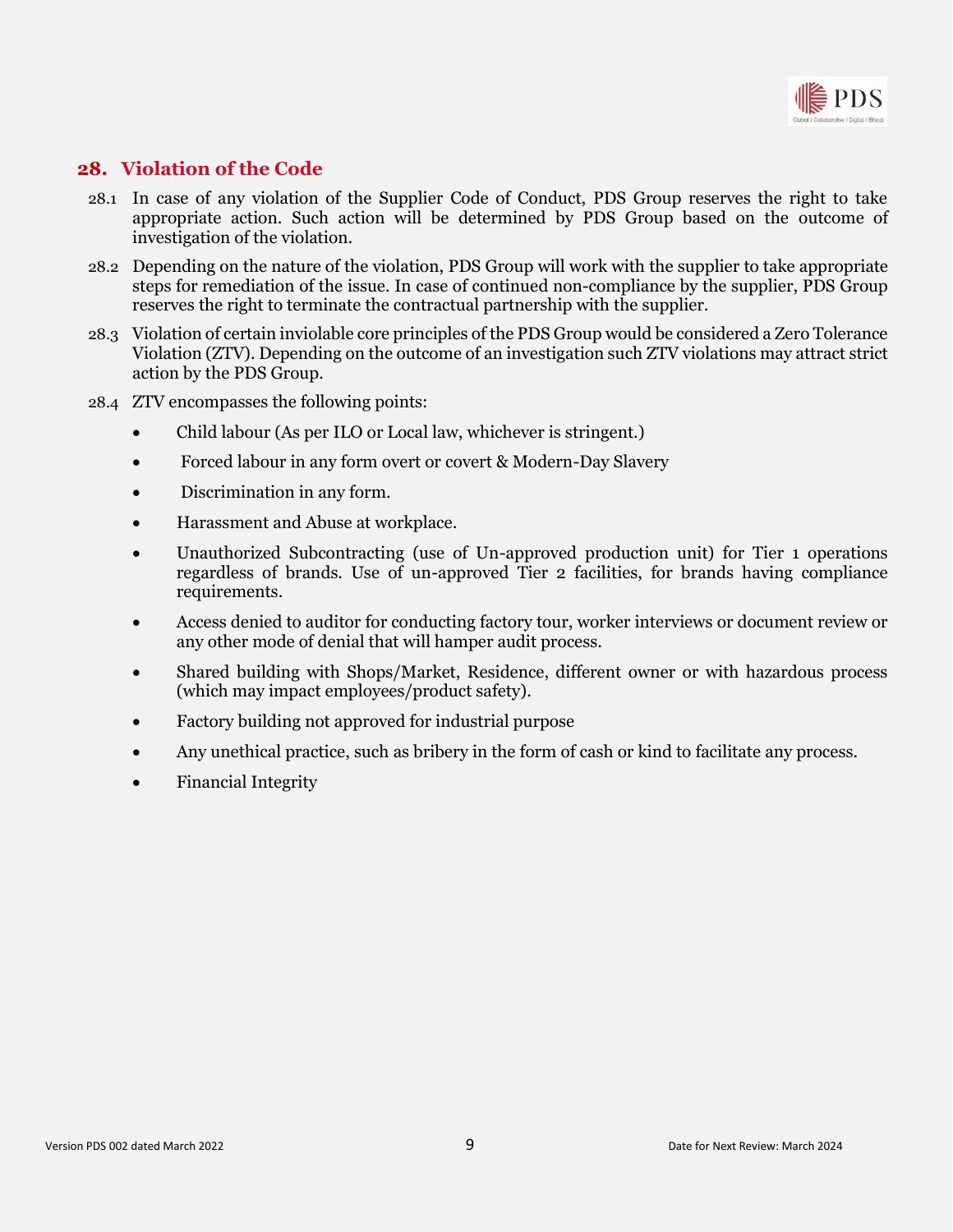## 28. Violation of the Code

28.1 In case of any violation of the Supplier Code of Conduct, PDS Group reserves the right to take appropriate action. Such action will be determined by PDS Group based on the outcome of investigation of the violation.

28.2 Depending on the nature of the violation, PDS Group will work with the supplier to take appropriate steps for remediation of the issue. In case of continued non-compliance by the supplier, PDS Group reserves the right to terminate the contractual partnership with the supplier.

28.3 Violation of certain inviolable core principles of the PDS Group would be considered a Zero Tolerance Violation (ZTV). Depending on the outcome of an investigation such ZTV violations may attract strict action by the PDS Group.

28.4 ZTV encompasses the following points:

- Child labour (As per ILO or Local law, whichever is stringent.)
- Forced labour in any form overt or covert & Modern-Day Slavery
- Discrimination in any form.
- Harassment and Abuse at workplace.
- Unauthorized Subcontracting (use of Un-approved production unit) for Tier 1 operations regardless of brands. Use of un-approved Tier 2 facilities, for brands having compliance requirements.
- Access denied to auditor for conducting factory tour, worker interviews or document review or any other mode of denial that will hamper audit process.
- Shared building with Shops/Market, Residence, different owner or with hazardous process (which may impact employees/product safety).
- Factory building not approved for industrial purpose
- Any unethical practice, such as bribery in the form of cash or kind to facilitate any process.
- Financial Integrity